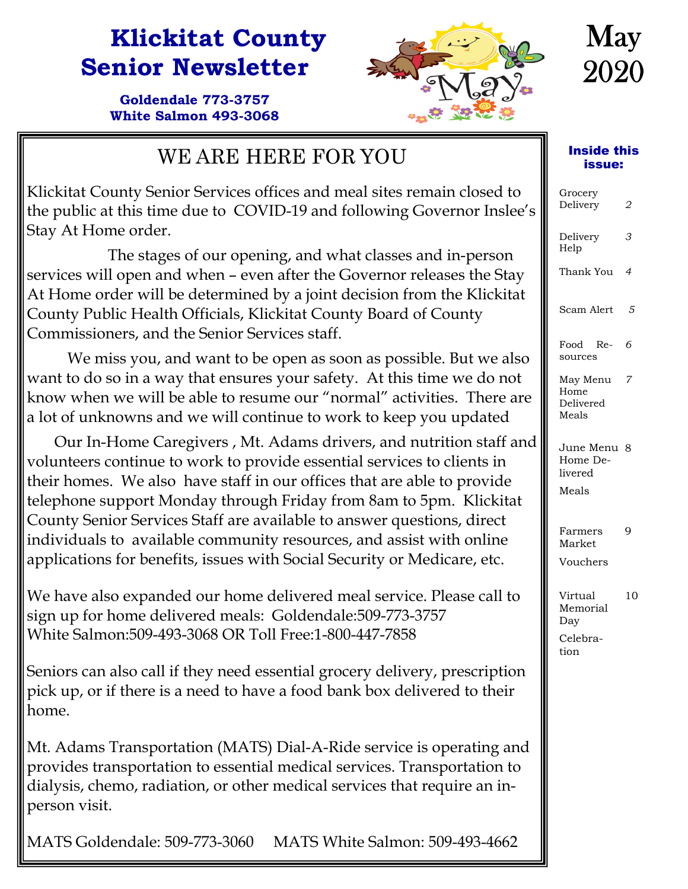# Klickitat County Senior Newsletter

**Goldendale 773-3757**
**White Salmon 493-3068**

# May 2020

## Inside this issue:

| | |
|---|---|
| Grocery Delivery | 2 |
| Delivery Help | 3 |
| Thank You | 4 |
| Scam Alert | 5 |
| Food Resources | 6 |
| May Menu Home Delivered Meals | 7 |
| June Menu Home Delivered Meals | 8 |
| Farmers Market Vouchers | 9 |
| Virtual Memorial Day Celebration | 10 |

## WE ARE HERE FOR YOU

Klickitat County Senior Services offices and meal sites remain closed to the public at this time due to COVID-19 and following Governor Inslee's Stay At Home order.

The stages of our opening, and what classes and in-person services will open and when – even after the Governor releases the Stay At Home order will be determined by a joint decision from the Klickitat County Public Health Officials, Klickitat County Board of County Commissioners, and the Senior Services staff.

We miss you, and want to be open as soon as possible. But we also want to do so in a way that ensures your safety. At this time we do not know when we will be able to resume our "normal" activities. There are a lot of unknowns and we will continue to work to keep you updated

Our In-Home Caregivers , Mt. Adams drivers, and nutrition staff and volunteers continue to work to provide essential services to clients in their homes. We also have staff in our offices that are able to provide telephone support Monday through Friday from 8am to 5pm. Klickitat County Senior Services Staff are available to answer questions, direct individuals to available community resources, and assist with online applications for benefits, issues with Social Security or Medicare, etc.

We have also expanded our home delivered meal service. Please call to sign up for home delivered meals: Goldendale:509-773-3757 White Salmon:509-493-3068 OR Toll Free:1-800-447-7858

Seniors can also call if they need essential grocery delivery, prescription pick up, or if there is a need to have a food bank box delivered to their home.

Mt. Adams Transportation (MATS) Dial-A-Ride service is operating and provides transportation to essential medical services. Transportation to dialysis, chemo, radiation, or other medical services that require an in-person visit.

MATS Goldendale: 509-773-3060 MATS White Salmon: 509-493-4662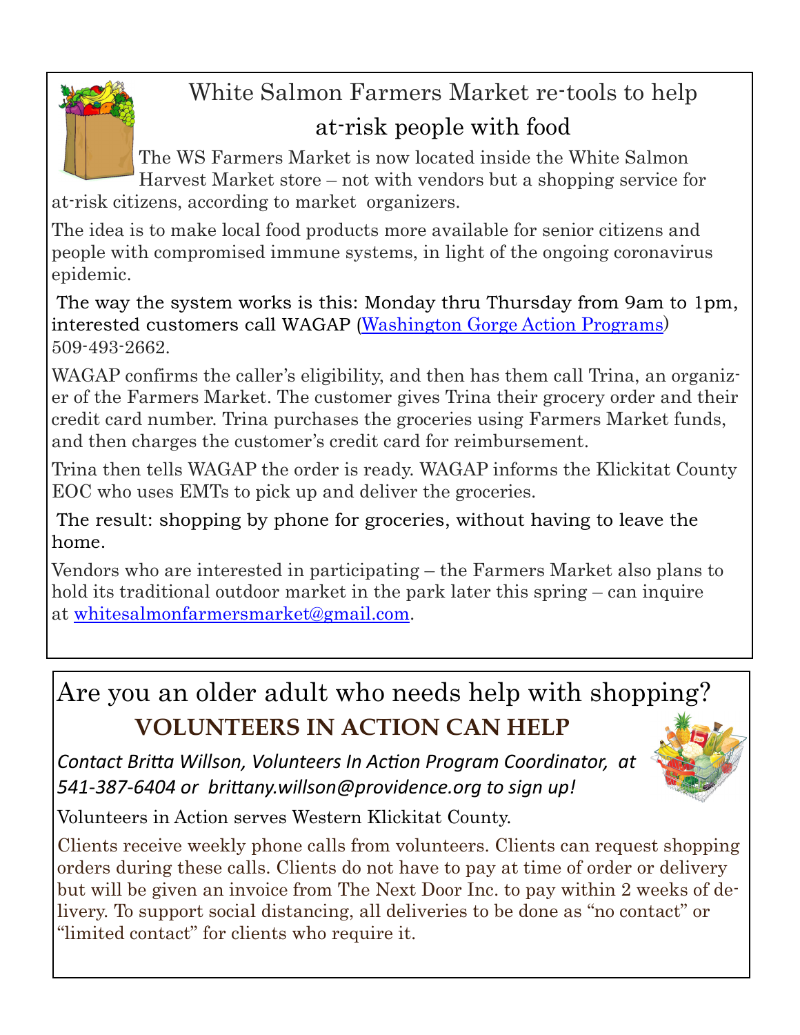## White Salmon Farmers Market re-tools to help at-risk people with food

The WS Farmers Market is now located inside the White Salmon Harvest Market store – not with vendors but a shopping service for at-risk citizens, according to market organizers.

The idea is to make local food products more available for senior citizens and people with compromised immune systems, in light of the ongoing coronavirus epidemic.

The way the system works is this: Monday thru Thursday from 9am to 1pm, interested customers call WAGAP (Washington Gorge Action Programs) 509-493-2662.

WAGAP confirms the caller's eligibility, and then has them call Trina, an organizer of the Farmers Market. The customer gives Trina their grocery order and their credit card number. Trina purchases the groceries using Farmers Market funds, and then charges the customer's credit card for reimbursement.

Trina then tells WAGAP the order is ready. WAGAP informs the Klickitat County EOC who uses EMTs to pick up and deliver the groceries.

The result: shopping by phone for groceries, without having to leave the home.

Vendors who are interested in participating – the Farmers Market also plans to hold its traditional outdoor market in the park later this spring – can inquire at whitesalmonfarmersmarket@gmail.com.

## Are you an older adult who needs help with shopping?

### VOLUNTEERS IN ACTION CAN HELP

*Contact Britta Willson, Volunteers In Action Program Coordinator, at 541-387-6404 or brittany.willson@providence.org to sign up!*

Volunteers in Action serves Western Klickitat County.

Clients receive weekly phone calls from volunteers. Clients can request shopping orders during these calls. Clients do not have to pay at time of order or delivery but will be given an invoice from The Next Door Inc. to pay within 2 weeks of delivery. To support social distancing, all deliveries to be done as "no contact" or "limited contact" for clients who require it.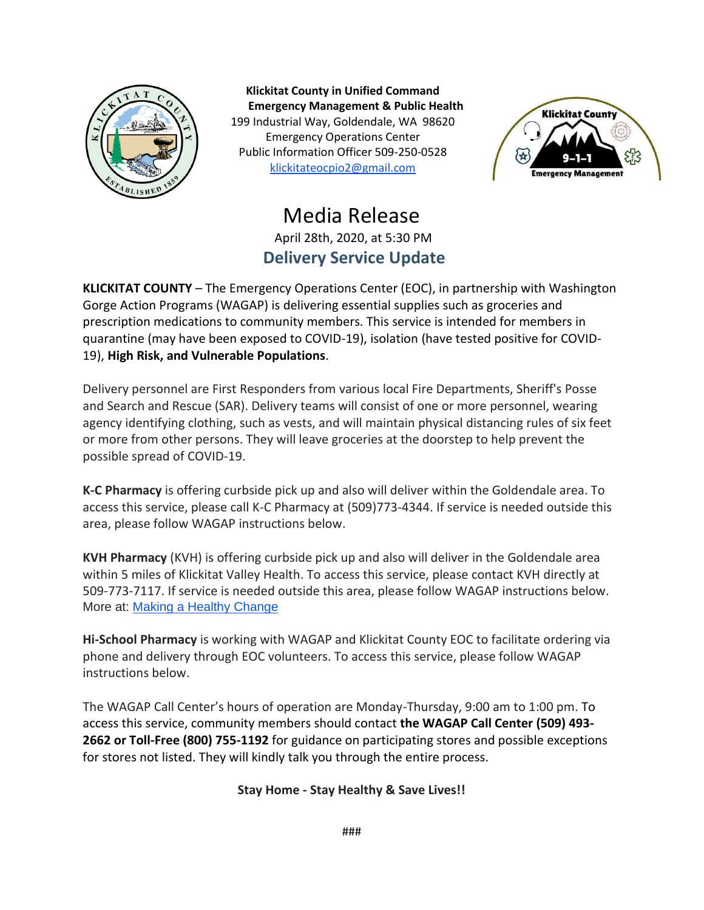**Klickitat County in Unified Command**
**Emergency Management & Public Health**
199 Industrial Way, Goldendale, WA 98620
Emergency Operations Center
Public Information Officer 509-250-0528
klickitateocpio2@gmail.com

# Media Release

April 28th, 2020, at 5:30 PM

## Delivery Service Update

**KLICKITAT COUNTY** – The Emergency Operations Center (EOC), in partnership with Washington Gorge Action Programs (WAGAP) is delivering essential supplies such as groceries and prescription medications to community members. This service is intended for members in quarantine (may have been exposed to COVID-19), isolation (have tested positive for COVID-19), **High Risk, and Vulnerable Populations**.

Delivery personnel are First Responders from various local Fire Departments, Sheriff's Posse and Search and Rescue (SAR). Delivery teams will consist of one or more personnel, wearing agency identifying clothing, such as vests, and will maintain physical distancing rules of six feet or more from other persons. They will leave groceries at the doorstep to help prevent the possible spread of COVID-19.

**K-C Pharmacy** is offering curbside pick up and also will deliver within the Goldendale area. To access this service, please call K-C Pharmacy at (509)773-4344. If service is needed outside this area, please follow WAGAP instructions below.

**KVH Pharmacy** (KVH) is offering curbside pick up and also will deliver in the Goldendale area within 5 miles of Klickitat Valley Health. To access this service, please contact KVH directly at 509-773-7117. If service is needed outside this area, please follow WAGAP instructions below. More at: Making a Healthy Change

**Hi-School Pharmacy** is working with WAGAP and Klickitat County EOC to facilitate ordering via phone and delivery through EOC volunteers. To access this service, please follow WAGAP instructions below.

The WAGAP Call Center's hours of operation are Monday-Thursday, 9:00 am to 1:00 pm. To access this service, community members should contact **the WAGAP Call Center (509) 493-2662 or Toll-Free (800) 755-1192** for guidance on participating stores and possible exceptions for stores not listed. They will kindly talk you through the entire process.

**Stay Home - Stay Healthy & Save Lives!!**

###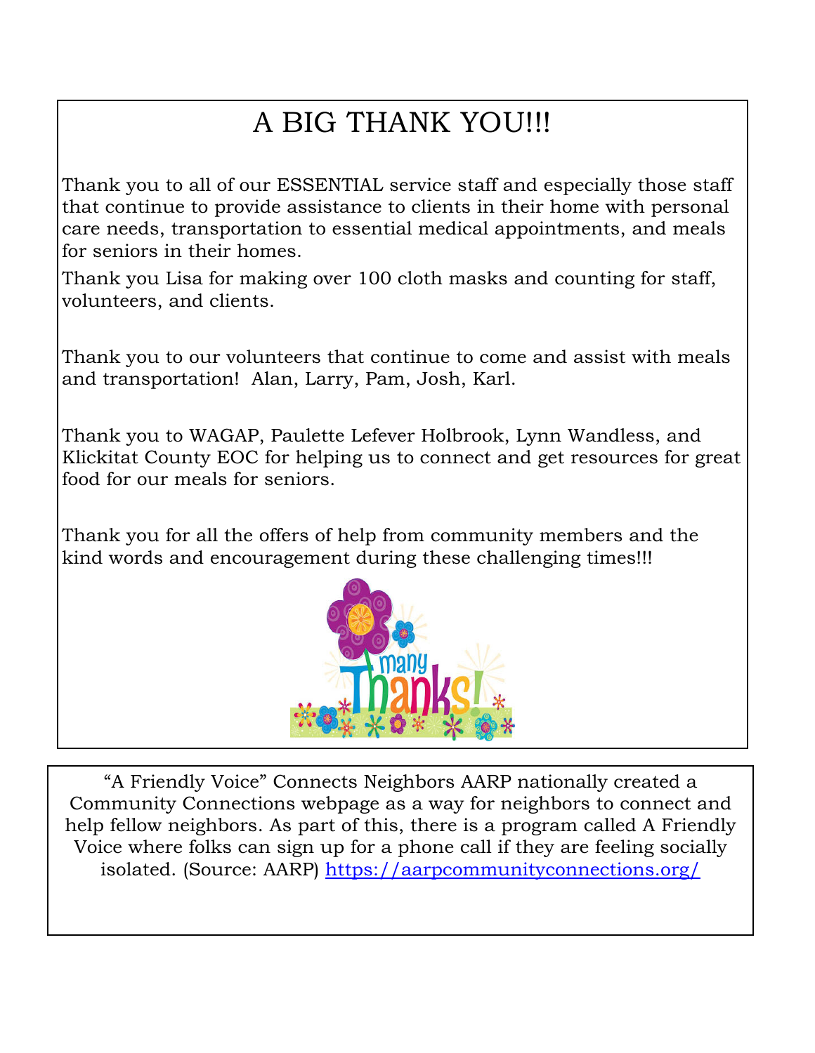# A BIG THANK YOU!!!

Thank you to all of our ESSENTIAL service staff and especially those staff that continue to provide assistance to clients in their home with personal care needs, transportation to essential medical appointments, and meals for seniors in their homes.

Thank you Lisa for making over 100 cloth masks and counting for staff, volunteers, and clients.

Thank you to our volunteers that continue to come and assist with meals and transportation! Alan, Larry, Pam, Josh, Karl.

Thank you to WAGAP, Paulette Lefever Holbrook, Lynn Wandless, and Klickitat County EOC for helping us to connect and get resources for great food for our meals for seniors.

Thank you for all the offers of help from community members and the kind words and encouragement during these challenging times!!!

"A Friendly Voice" Connects Neighbors AARP nationally created a Community Connections webpage as a way for neighbors to connect and help fellow neighbors. As part of this, there is a program called A Friendly Voice where folks can sign up for a phone call if they are feeling socially isolated. (Source: AARP) https://aarpcommunityconnections.org/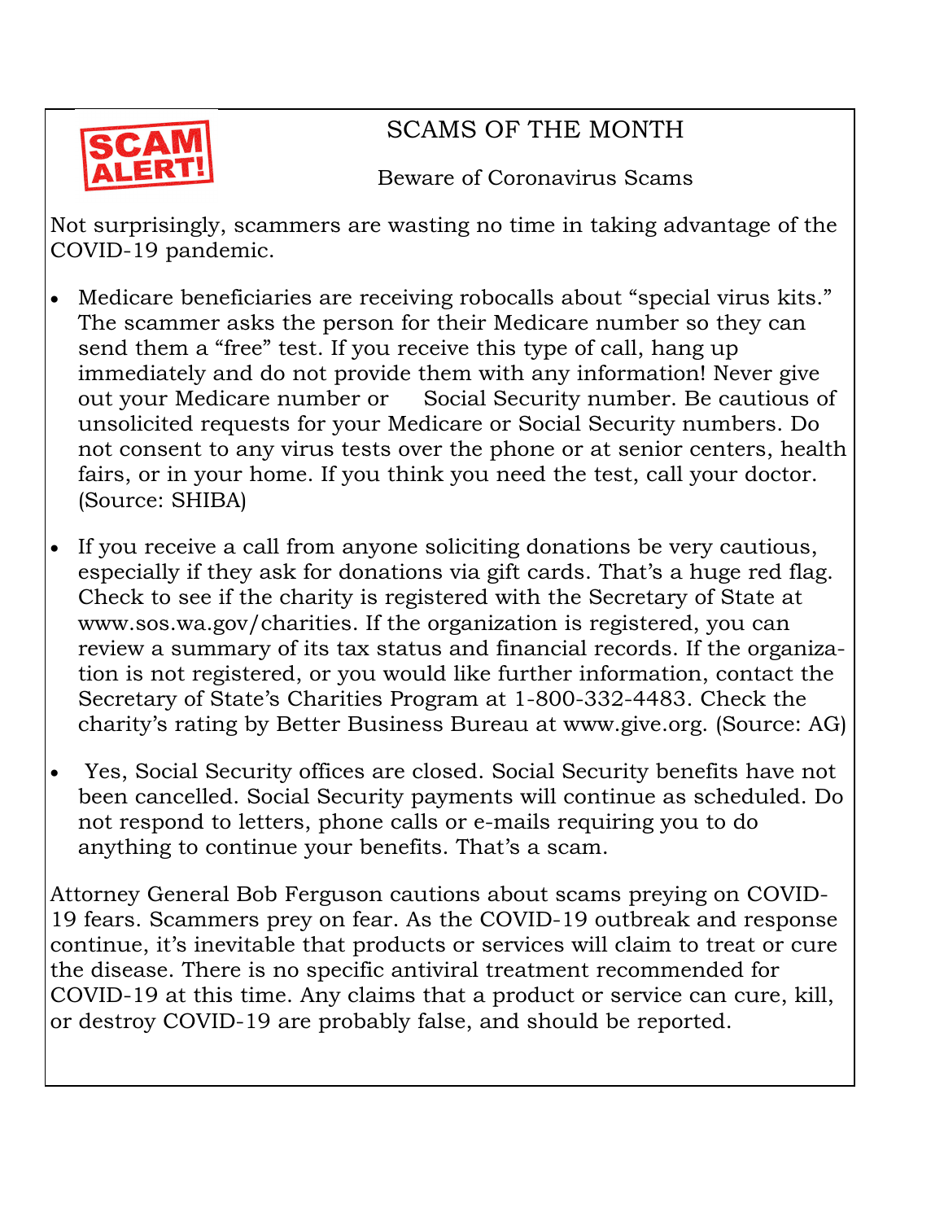SCAM ALERT!

# SCAMS OF THE MONTH

## Beware of Coronavirus Scams

Not surprisingly, scammers are wasting no time in taking advantage of the COVID-19 pandemic.

- Medicare beneficiaries are receiving robocalls about "special virus kits." The scammer asks the person for their Medicare number so they can send them a "free" test. If you receive this type of call, hang up immediately and do not provide them with any information! Never give out your Medicare number or Social Security number. Be cautious of unsolicited requests for your Medicare or Social Security numbers. Do not consent to any virus tests over the phone or at senior centers, health fairs, or in your home. If you think you need the test, call your doctor. (Source: SHIBA)

- If you receive a call from anyone soliciting donations be very cautious, especially if they ask for donations via gift cards. That's a huge red flag. Check to see if the charity is registered with the Secretary of State at www.sos.wa.gov/charities. If the organization is registered, you can review a summary of its tax status and financial records. If the organization is not registered, or you would like further information, contact the Secretary of State's Charities Program at 1-800-332-4483. Check the charity's rating by Better Business Bureau at www.give.org. (Source: AG)

- Yes, Social Security offices are closed. Social Security benefits have not been cancelled. Social Security payments will continue as scheduled. Do not respond to letters, phone calls or e-mails requiring you to do anything to continue your benefits. That's a scam.

Attorney General Bob Ferguson cautions about scams preying on COVID-19 fears. Scammers prey on fear. As the COVID-19 outbreak and response continue, it's inevitable that products or services will claim to treat or cure the disease. There is no specific antiviral treatment recommended for COVID-19 at this time. Any claims that a product or service can cure, kill, or destroy COVID-19 are probably false, and should be reported.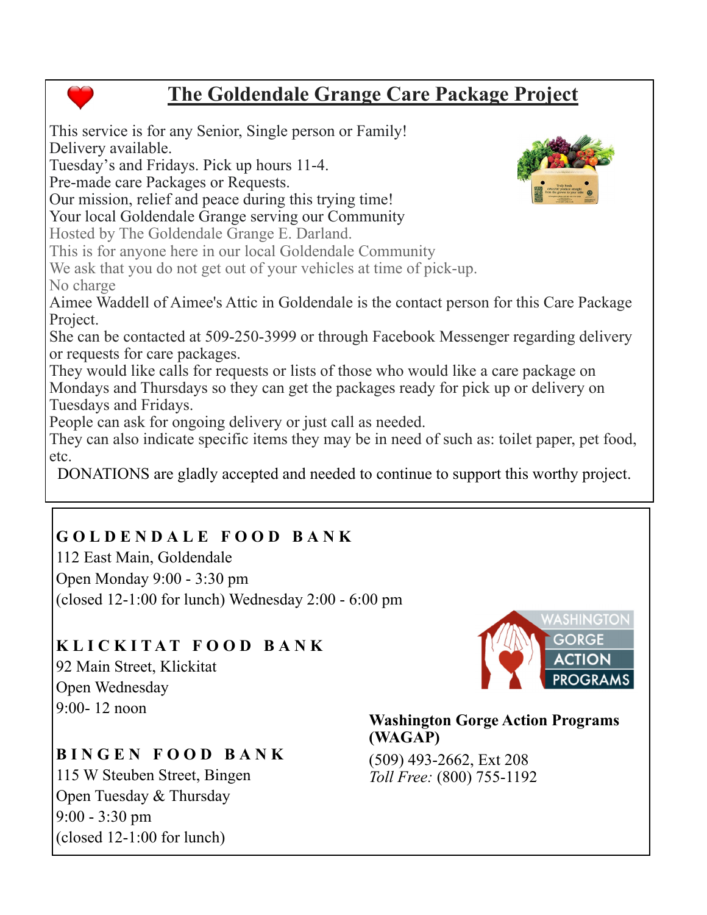# The Goldendale Grange Care Package Project

This service is for any Senior, Single person or Family!
Delivery available.
Tuesday's and Fridays. Pick up hours 11-4.
Pre-made care Packages or Requests.
Our mission, relief and peace during this trying time!
Your local Goldendale Grange serving our Community
Hosted by The Goldendale Grange E. Darland.
This is for anyone here in our local Goldendale Community
We ask that you do not get out of your vehicles at time of pick-up.
No charge
Aimee Waddell of Aimee's Attic in Goldendale is the contact person for this Care Package Project.
She can be contacted at 509-250-3999 or through Facebook Messenger regarding delivery or requests for care packages.
They would like calls for requests or lists of those who would like a care package on Mondays and Thursdays so they can get the packages ready for pick up or delivery on Tuesdays and Fridays.
People can ask for ongoing delivery or just call as needed.
They can also indicate specific items they may be in need of such as: toilet paper, pet food, etc.
DONATIONS are gladly accepted and needed to continue to support this worthy project.

**GOLDENDALE FOOD BANK**
112 East Main, Goldendale
Open Monday 9:00 - 3:30 pm
(closed 12-1:00 for lunch) Wednesday 2:00 - 6:00 pm

**KLICKITAT FOOD BANK**
92 Main Street, Klickitat
Open Wednesday
9:00- 12 noon

**BINGEN FOOD BANK**
115 W Steuben Street, Bingen
Open Tuesday & Thursday
9:00 - 3:30 pm
(closed 12-1:00 for lunch)

**Washington Gorge Action Programs (WAGAP)**
(509) 493-2662, Ext 208
*Toll Free:* (800) 755-1192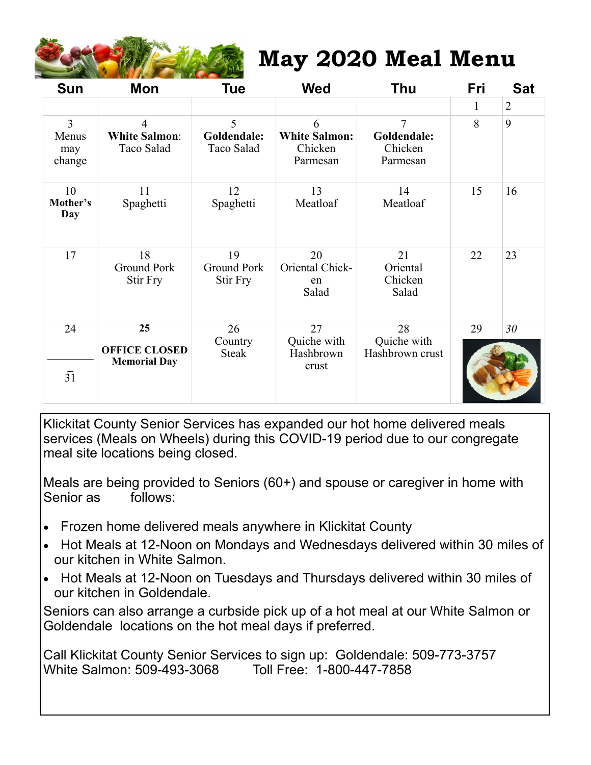# May 2020 Meal Menu

| Sun | Mon | Tue | Wed | Thu | Fri | Sat |
|---|---|---|---|---|---|---|
| | | | | | 1 | 2 |
| 3 Menus may change | 4 **White Salmon**: Taco Salad | 5 **Goldendale:** Taco Salad | 6 **White Salmon:** Chicken Parmesan | 7 **Goldendale:** Chicken Parmesan | 8 | 9 |
| 10 **Mother's Day** | 11 Spaghetti | 12 Spaghetti | 13 Meatloaf | 14 Meatloaf | 15 | 16 |
| 17 | 18 Ground Pork Stir Fry | 19 Ground Pork Stir Fry | 20 Oriental Chick-en Salad | 21 Oriental Chicken Salad | 22 | 23 |
| 24 / 31 | **25** **OFFICE CLOSED Memorial Day** | 26 Country Steak | 27 Quiche with Hashbrown crust | 28 Quiche with Hashbrown crust | 29 | *30* |

Klickitat County Senior Services has expanded our hot home delivered meals services (Meals on Wheels) during this COVID-19 period due to our congregate meal site locations being closed.

Meals are being provided to Seniors (60+) and spouse or caregiver in home with Senior as follows:

- Frozen home delivered meals anywhere in Klickitat County
- Hot Meals at 12-Noon on Mondays and Wednesdays delivered within 30 miles of our kitchen in White Salmon.
- Hot Meals at 12-Noon on Tuesdays and Thursdays delivered within 30 miles of our kitchen in Goldendale.

Seniors can also arrange a curbside pick up of a hot meal at our White Salmon or Goldendale locations on the hot meal days if preferred.

Call Klickitat County Senior Services to sign up: Goldendale: 509-773-3757
White Salmon: 509-493-3068 Toll Free: 1-800-447-7858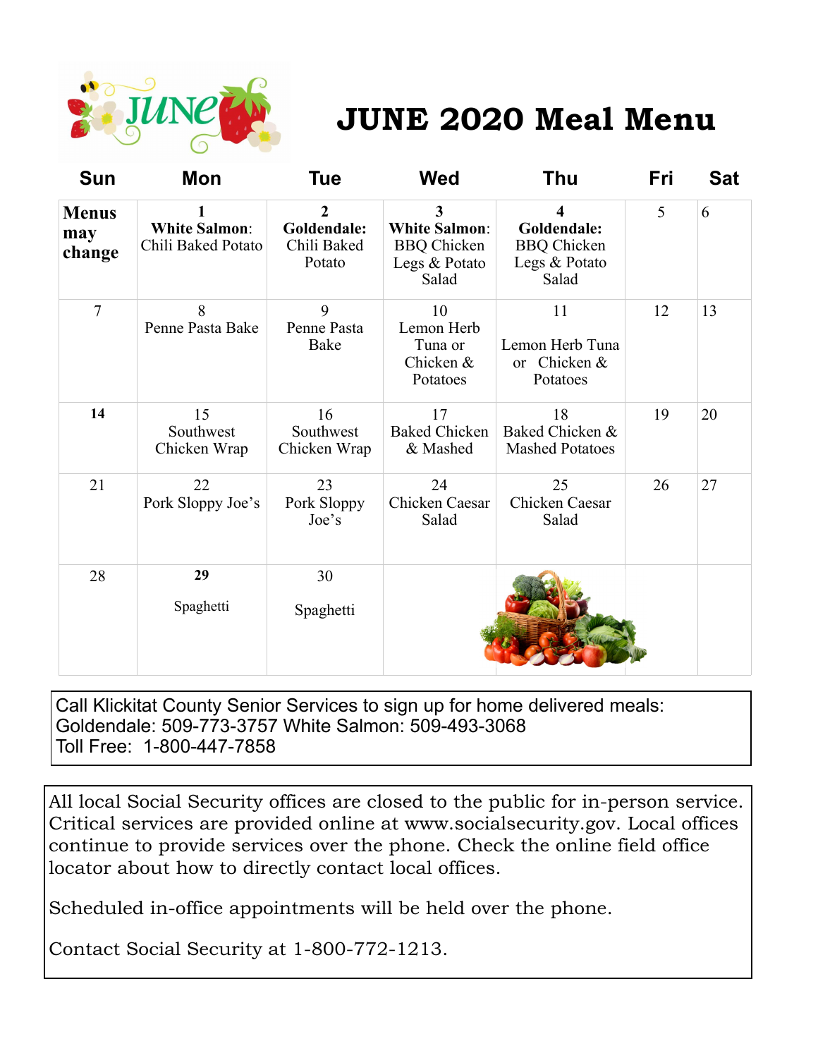# JUNE 2020 Meal Menu

| Sun | Mon | Tue | Wed | Thu | Fri | Sat |
|---|---|---|---|---|---|---|
| **Menus may change** | **1** **White Salmon**: Chili Baked Potato | **2** **Goldendale:** Chili Baked Potato | **3** **White Salmon**: BBQ Chicken Legs & Potato Salad | **4** **Goldendale:** BBQ Chicken Legs & Potato Salad | 5 | 6 |
| 7 | 8 Penne Pasta Bake | 9 Penne Pasta Bake | 10 Lemon Herb Tuna or Chicken & Potatoes | 11 Lemon Herb Tuna or Chicken & Potatoes | 12 | 13 |
| **14** | 15 Southwest Chicken Wrap | 16 Southwest Chicken Wrap | 17 Baked Chicken & Mashed | 18 Baked Chicken & Mashed Potatoes | 19 | 20 |
| 21 | 22 Pork Sloppy Joe's | 23 Pork Sloppy Joe's | 24 Chicken Caesar Salad | 25 Chicken Caesar Salad | 26 | 27 |
| 28 | **29** Spaghetti | 30 Spaghetti | | | | |

Call Klickitat County Senior Services to sign up for home delivered meals:
Goldendale: 509-773-3757 White Salmon: 509-493-3068
Toll Free: 1-800-447-7858

All local Social Security offices are closed to the public for in-person service. Critical services are provided online at www.socialsecurity.gov. Local offices continue to provide services over the phone. Check the online field office locator about how to directly contact local offices.

Scheduled in-office appointments will be held over the phone.

Contact Social Security at 1-800-772-1213.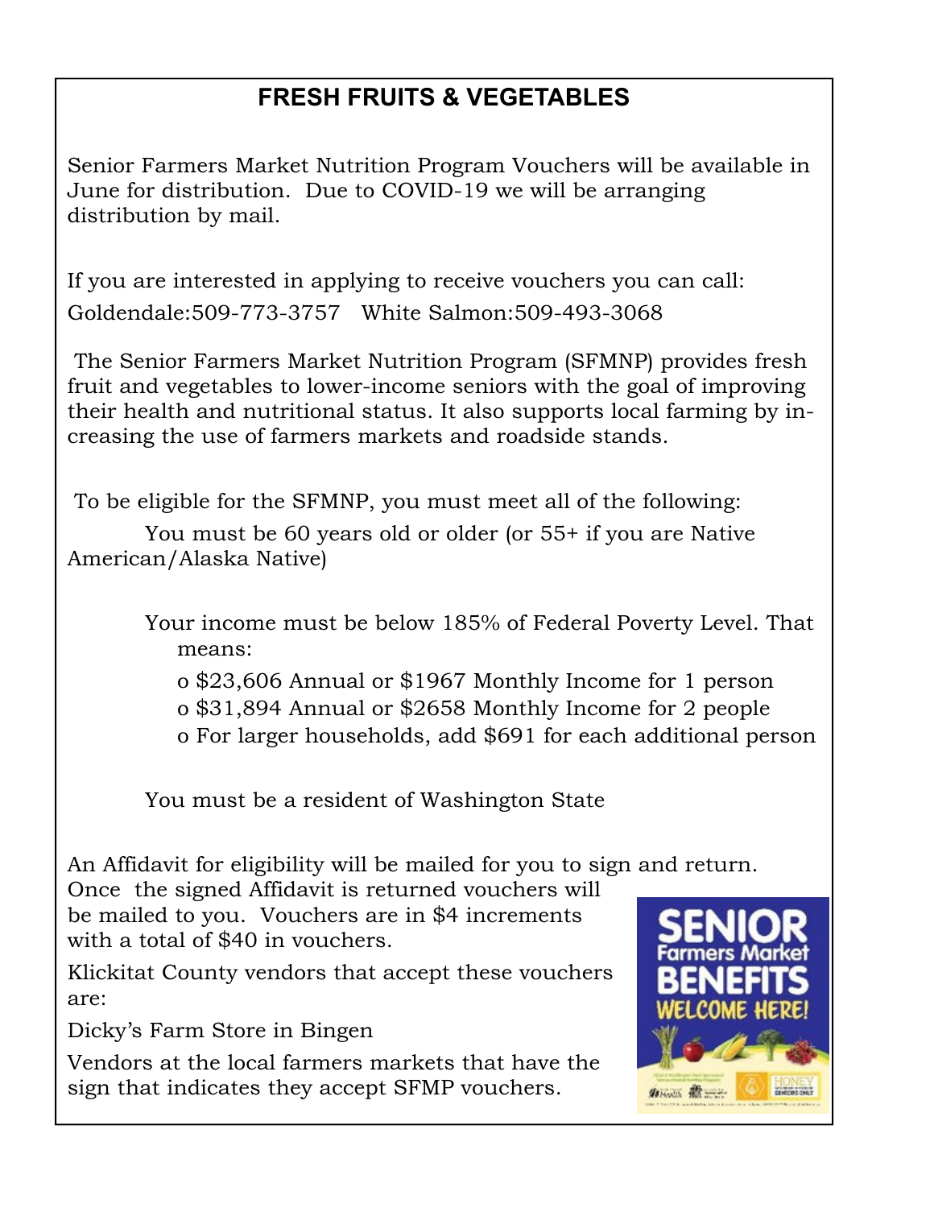## FRESH FRUITS & VEGETABLES

Senior Farmers Market Nutrition Program Vouchers will be available in June for distribution. Due to COVID-19 we will be arranging distribution by mail.

If you are interested in applying to receive vouchers you can call:
Goldendale:509-773-3757 White Salmon:509-493-3068

The Senior Farmers Market Nutrition Program (SFMNP) provides fresh fruit and vegetables to lower-income seniors with the goal of improving their health and nutritional status. It also supports local farming by increasing the use of farmers markets and roadside stands.

To be eligible for the SFMNP, you must meet all of the following:

You must be 60 years old or older (or 55+ if you are Native American/Alaska Native)

Your income must be below 185% of Federal Poverty Level. That means:

- $23,606 Annual or $1967 Monthly Income for 1 person
- $31,894 Annual or $2658 Monthly Income for 2 people
- For larger households, add $691 for each additional person

You must be a resident of Washington State

An Affidavit for eligibility will be mailed for you to sign and return. Once the signed Affidavit is returned vouchers will be mailed to you. Vouchers are in $4 increments with a total of $40 in vouchers.

Klickitat County vendors that accept these vouchers are:

Dicky's Farm Store in Bingen

Vendors at the local farmers markets that have the sign that indicates they accept SFMP vouchers.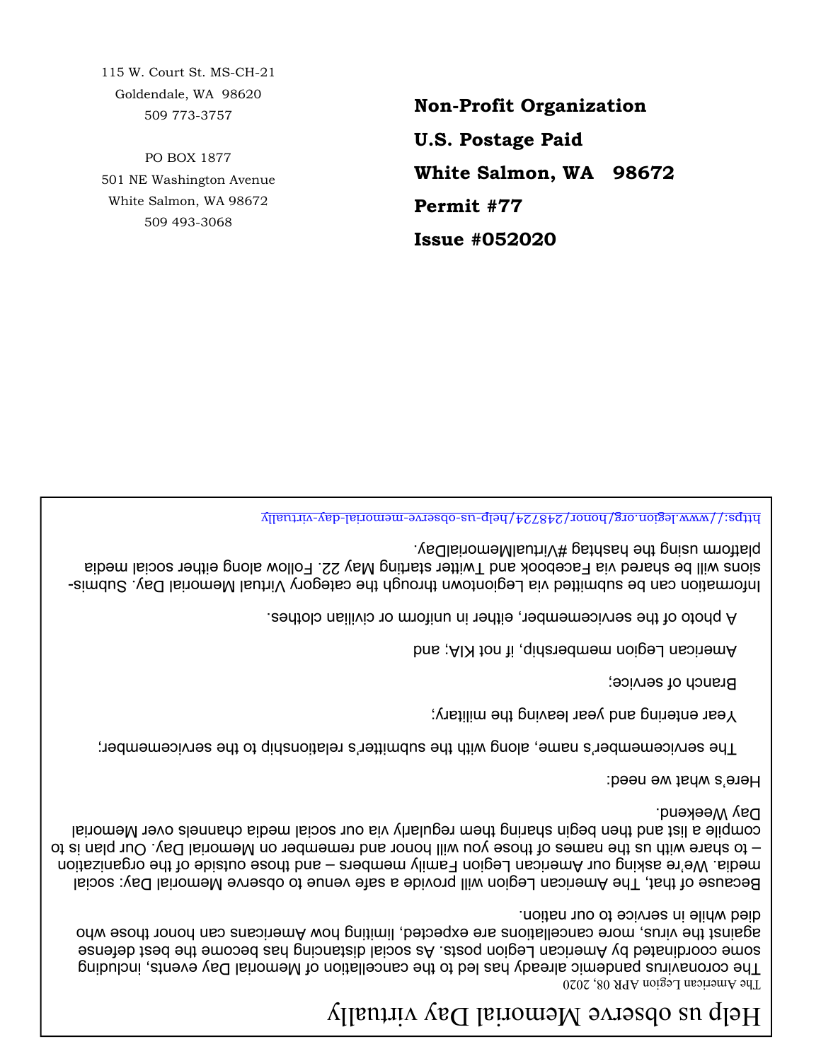115 W. Court St. MS-CH-21
Goldendale, WA 98620
509 773-3757

PO BOX 1877
501 NE Washington Avenue
White Salmon, WA 98672
509 493-3068

**Non-Profit Organization**

**U.S. Postage Paid**

**White Salmon, WA 98672**

**Permit #77**

**Issue #052020**

# Help us observe Memorial Day virtually

The American Legion APR 08, 2020

The coronavirus pandemic already has led to the cancellation of Memorial Day events, including some coordinated by American Legion posts. As social distancing has become the best defense against the virus, more cancellations are expected, limiting how Americans can honor those who died while in service to our nation.

Because of that, The American Legion will provide a safe venue to observe Memorial Day: social media. We're asking our American Legion Family members – and those outside of the organization – to share with us the names of those you will honor and remember on Memorial Day. Our plan is to compile a list and then begin sharing them regularly via our social media channels over Memorial Day Weekend.

Here's what we need:

The servicemember's name, along with the submitter's relationship to the servicemember;

Year entering and year leaving the military;

Branch of service;

American Legion membership, if not KIA; and

A photo of the servicemember, either in uniform or civilian clothes.

Information can be submitted via Legiontown through the category Virtual Memorial Day. Submissions will be shared via Facebook and Twitter starting May 22. Follow along either social media platform using the hashtag #VirtualMemorialDay.

https://www.legion.org/honor/248724/help-us-observe-memorial-day-virtually